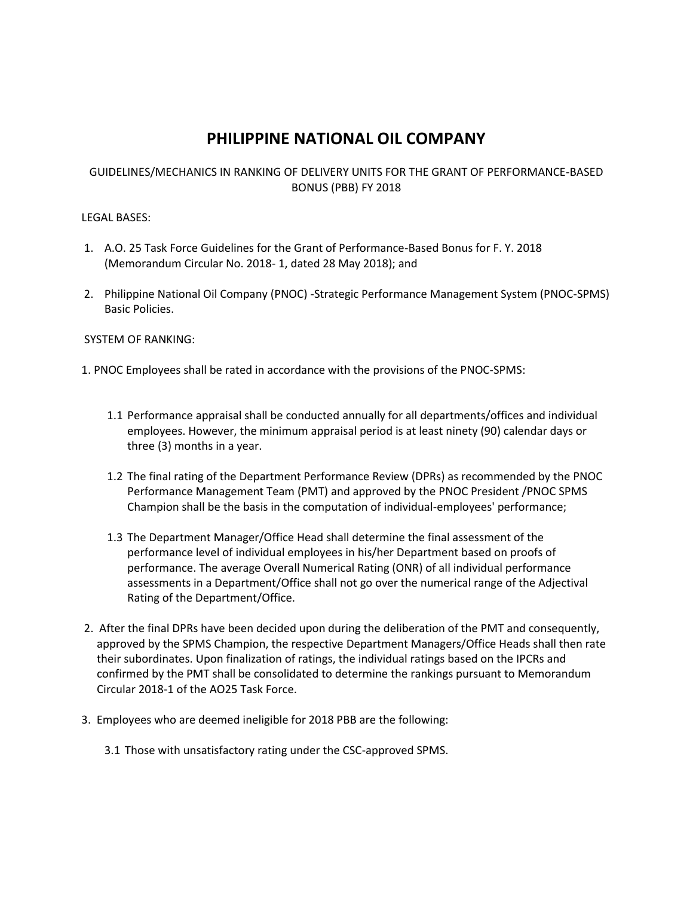# PHILIPPINE NATIONAL OIL COMPANY

GUIDELINES/MECHANICS IN RANKING OF DELIVERY UNITS FOR THE GRANT OF PERFORMANCE-BASED BONUS (PBB) FY 2018

LEGAL BASES:

1. A.O. 25 Task Force Guidelines for the Grant of Performance-Based Bonus for F. Y. 2018 (Memorandum Circular No. 2018- 1, dated 28 May 2018); and

2. Philippine National Oil Company (PNOC) -Strategic Performance Management System (PNOC-SPMS) Basic Policies.

SYSTEM OF RANKING:

1. PNOC Employees shall be rated in accordance with the provisions of the PNOC-SPMS:

   1.1 Performance appraisal shall be conducted annually for all departments/offices and individual employees. However, the minimum appraisal period is at least ninety (90) calendar days or three (3) months in a year.

   1.2 The final rating of the Department Performance Review (DPRs) as recommended by the PNOC Performance Management Team (PMT) and approved by the PNOC President /PNOC SPMS Champion shall be the basis in the computation of individual-employees' performance;

   1.3 The Department Manager/Office Head shall determine the final assessment of the performance level of individual employees in his/her Department based on proofs of performance. The average Overall Numerical Rating (ONR) of all individual performance assessments in a Department/Office shall not go over the numerical range of the Adjectival Rating of the Department/Office.

2. After the final DPRs have been decided upon during the deliberation of the PMT and consequently, approved by the SPMS Champion, the respective Department Managers/Office Heads shall then rate their subordinates. Upon finalization of ratings, the individual ratings based on the IPCRs and confirmed by the PMT shall be consolidated to determine the rankings pursuant to Memorandum Circular 2018-1 of the AO25 Task Force.

3. Employees who are deemed ineligible for 2018 PBB are the following:

   3.1 Those with unsatisfactory rating under the CSC-approved SPMS.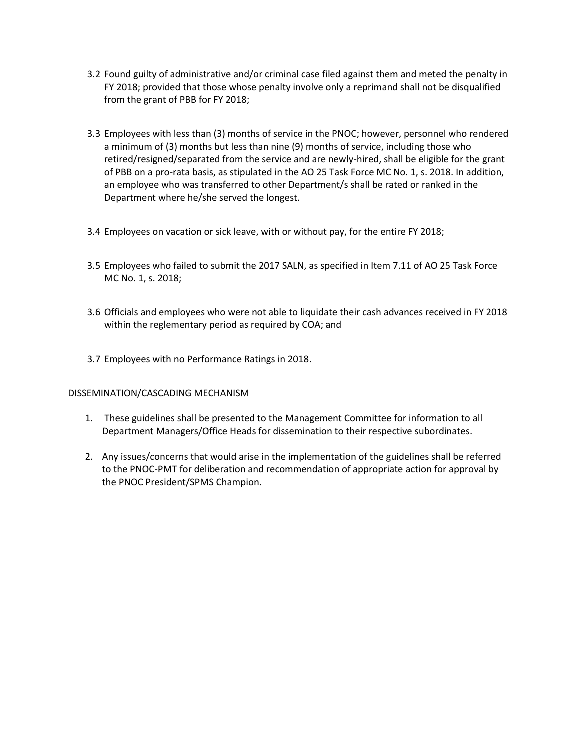3.2 Found guilty of administrative and/or criminal case filed against them and meted the penalty in FY 2018; provided that those whose penalty involve only a reprimand shall not be disqualified from the grant of PBB for FY 2018;

3.3 Employees with less than (3) months of service in the PNOC; however, personnel who rendered a minimum of (3) months but less than nine (9) months of service, including those who retired/resigned/separated from the service and are newly-hired, shall be eligible for the grant of PBB on a pro-rata basis, as stipulated in the AO 25 Task Force MC No. 1, s. 2018. In addition, an employee who was transferred to other Department/s shall be rated or ranked in the Department where he/she served the longest.

3.4 Employees on vacation or sick leave, with or without pay, for the entire FY 2018;

3.5 Employees who failed to submit the 2017 SALN, as specified in Item 7.11 of AO 25 Task Force MC No. 1, s. 2018;

3.6 Officials and employees who were not able to liquidate their cash advances received in FY 2018 within the reglementary period as required by COA; and

3.7 Employees with no Performance Ratings in 2018.

DISSEMINATION/CASCADING MECHANISM

1. These guidelines shall be presented to the Management Committee for information to all Department Managers/Office Heads for dissemination to their respective subordinates.

2. Any issues/concerns that would arise in the implementation of the guidelines shall be referred to the PNOC-PMT for deliberation and recommendation of appropriate action for approval by the PNOC President/SPMS Champion.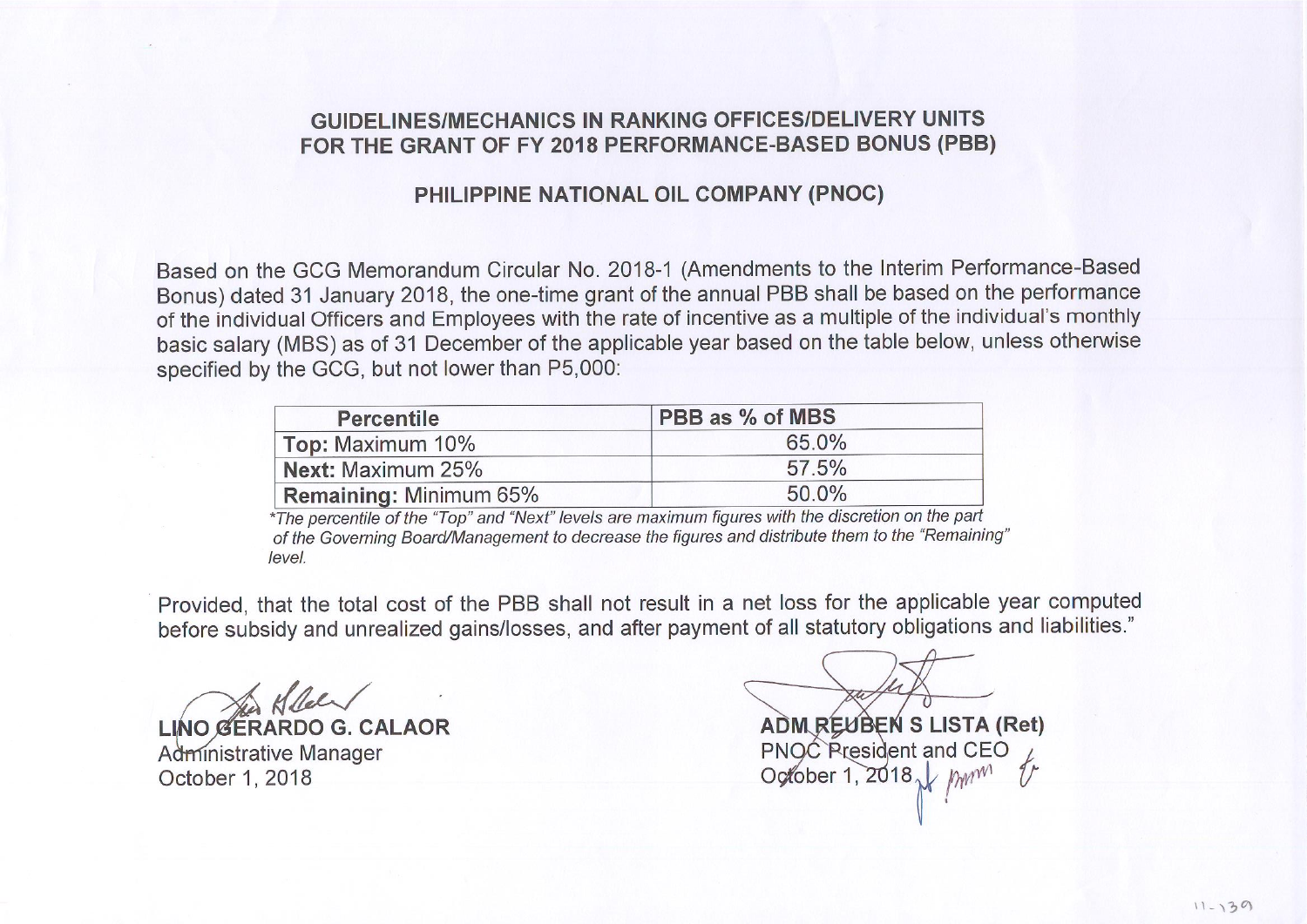## GUIDELINES/MECHANICS IN RANKING OFFICES/DELIVERY UNITS FOR THE GRANT OF FY 2018 PERFORMANCE-BASED BONUS (PBB)

### PHILIPPINE NATIONAL OIL COMPANY (PNOC)

Based on the GCG Memorandum Circular No. 2018-1 (Amendments to the Interim Performance-Based Bonus) dated 31 January 2018, the one-time grant of the annual PBB shall be based on the performance of the individual Officers and Employees with the rate of incentive as a multiple of the individual's monthly basic salary (MBS) as of 31 December of the applicable year based on the table below, unless otherwise specified by the GCG, but not lower than P5,000:

| Percentile | PBB as % of MBS |
|---|---|
| **Top:** Maximum 10% | 65.0% |
| **Next:** Maximum 25% | 57.5% |
| **Remaining:** Minimum 65% | 50.0% |

*\*The percentile of the "Top" and "Next" levels are maximum figures with the discretion on the part of the Governing Board/Management to decrease the figures and distribute them to the "Remaining" level.*

Provided, that the total cost of the PBB shall not result in a net loss for the applicable year computed before subsidy and unrealized gains/losses, and after payment of all statutory obligations and liabilities."

**LINO GERARDO G. CALAOR**
Administrative Manager
October 1, 2018

**ADM REUBEN S LISTA (Ret)**
PNOC President and CEO
October 1, 2018